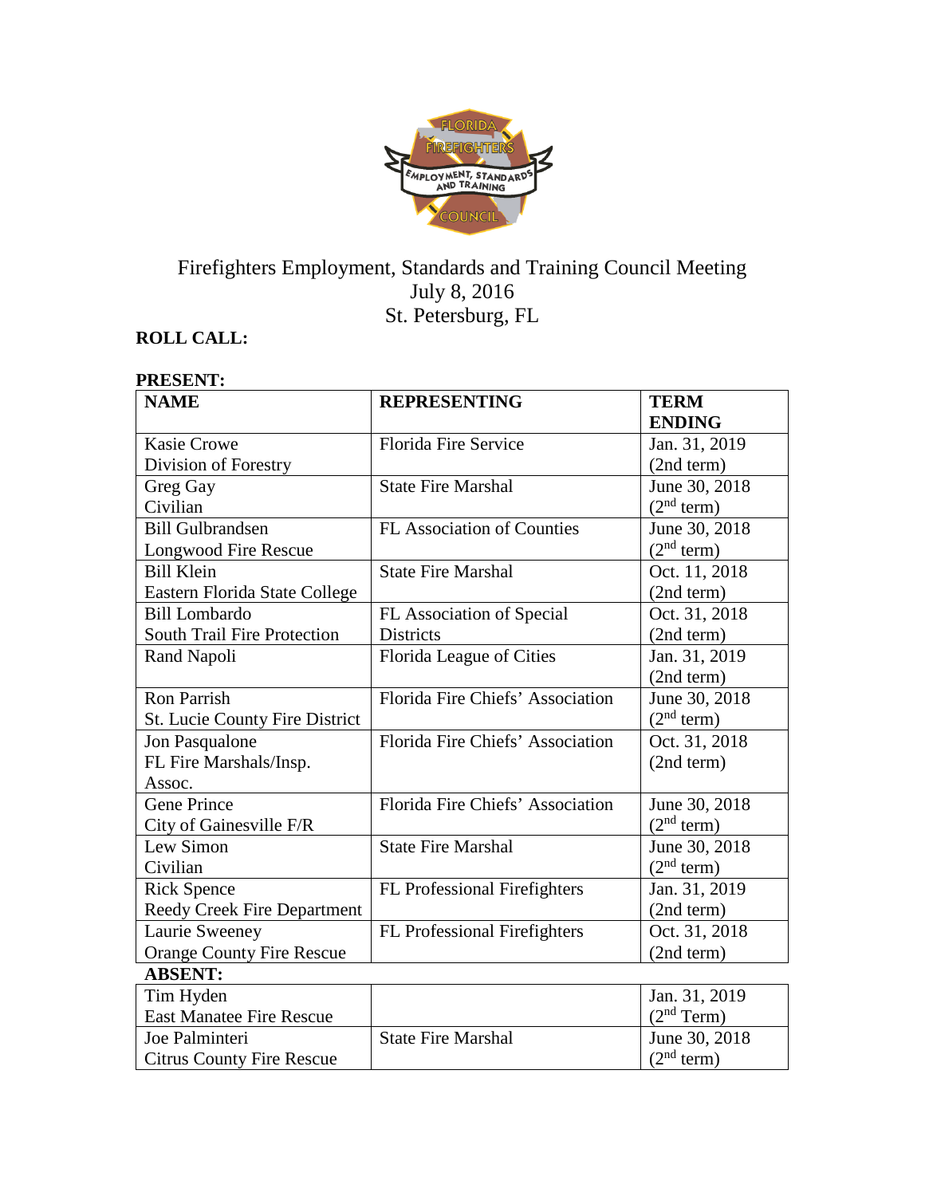Firefighters Employment, Standards and Training Council Meeting
July 8, 2016
St. Petersburg, FL

**ROLL CALL:**

**PRESENT:**

| **NAME** | **REPRESENTING** | **TERM ENDING** |
|---|---|---|
| Kasie Crowe<br>Division of Forestry | Florida Fire Service | Jan. 31, 2019<br>(2nd term) |
| Greg Gay<br>Civilian | State Fire Marshal | June 30, 2018<br>(2nd term) |
| Bill Gulbrandsen<br>Longwood Fire Rescue | FL Association of Counties | June 30, 2018<br>(2nd term) |
| Bill Klein<br>Eastern Florida State College | State Fire Marshal | Oct. 11, 2018<br>(2nd term) |
| Bill Lombardo<br>South Trail Fire Protection | FL Association of Special Districts | Oct. 31, 2018<br>(2nd term) |
| Rand Napoli | Florida League of Cities | Jan. 31, 2019<br>(2nd term) |
| Ron Parrish<br>St. Lucie County Fire District | Florida Fire Chiefs' Association | June 30, 2018<br>(2nd term) |
| Jon Pasqualone<br>FL Fire Marshals/Insp. Assoc. | Florida Fire Chiefs' Association | Oct. 31, 2018<br>(2nd term) |
| Gene Prince<br>City of Gainesville F/R | Florida Fire Chiefs' Association | June 30, 2018<br>(2nd term) |
| Lew Simon<br>Civilian | State Fire Marshal | June 30, 2018<br>(2nd term) |
| Rick Spence<br>Reedy Creek Fire Department | FL Professional Firefighters | Jan. 31, 2019<br>(2nd term) |
| Laurie Sweeney<br>Orange County Fire Rescue | FL Professional Firefighters | Oct. 31, 2018<br>(2nd term) |
| **ABSENT:** | | |
| Tim Hyden<br>East Manatee Fire Rescue | | Jan. 31, 2019<br>(2nd Term) |
| Joe Palminteri<br>Citrus County Fire Rescue | State Fire Marshal | June 30, 2018<br>(2nd term) |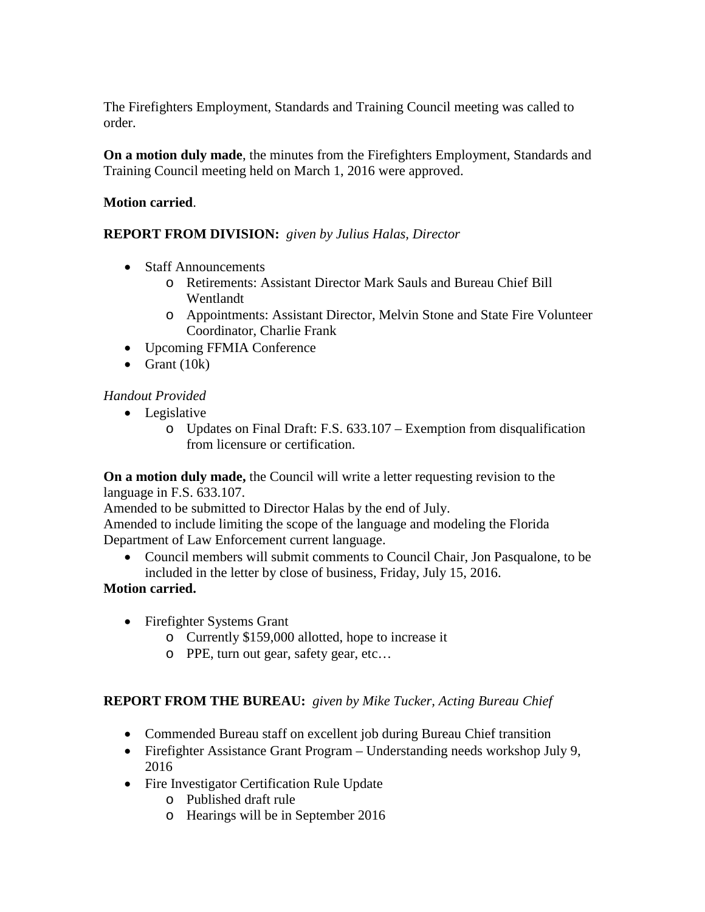The Firefighters Employment, Standards and Training Council meeting was called to order.

**On a motion duly made**, the minutes from the Firefighters Employment, Standards and Training Council meeting held on March 1, 2016 were approved.

**Motion carried**.

**REPORT FROM DIVISION:** *given by Julius Halas, Director*

- Staff Announcements
  - Retirements: Assistant Director Mark Sauls and Bureau Chief Bill Wentlandt
  - Appointments: Assistant Director, Melvin Stone and State Fire Volunteer Coordinator, Charlie Frank
- Upcoming FFMIA Conference
- Grant (10k)

*Handout Provided*

- Legislative
  - Updates on Final Draft: F.S. 633.107 – Exemption from disqualification from licensure or certification.

**On a motion duly made,** the Council will write a letter requesting revision to the language in F.S. 633.107.
Amended to be submitted to Director Halas by the end of July.
Amended to include limiting the scope of the language and modeling the Florida Department of Law Enforcement current language.

- Council members will submit comments to Council Chair, Jon Pasqualone, to be included in the letter by close of business, Friday, July 15, 2016.

**Motion carried.**

- Firefighter Systems Grant
  - Currently $159,000 allotted, hope to increase it
  - PPE, turn out gear, safety gear, etc…

**REPORT FROM THE BUREAU:** *given by Mike Tucker, Acting Bureau Chief*

- Commended Bureau staff on excellent job during Bureau Chief transition
- Firefighter Assistance Grant Program – Understanding needs workshop July 9, 2016
- Fire Investigator Certification Rule Update
  - Published draft rule
  - Hearings will be in September 2016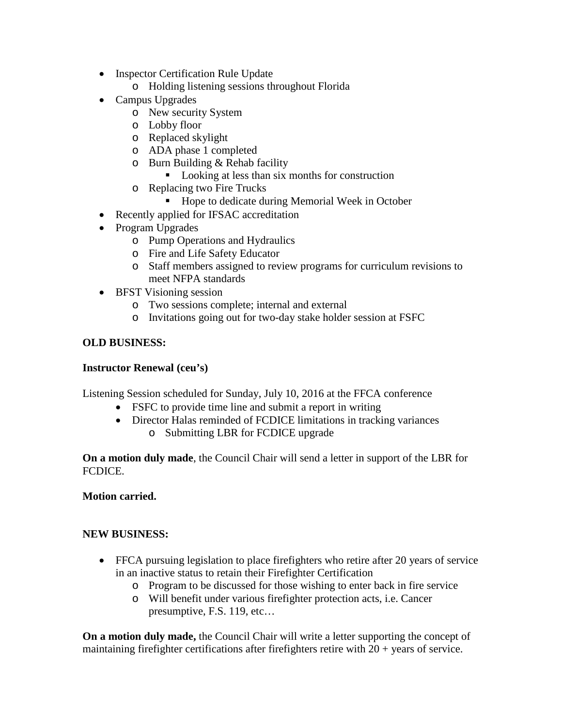- Inspector Certification Rule Update
    - Holding listening sessions throughout Florida
- Campus Upgrades
    - New security System
    - Lobby floor
    - Replaced skylight
    - ADA phase 1 completed
    - Burn Building & Rehab facility
        - Looking at less than six months for construction
    - Replacing two Fire Trucks
        - Hope to dedicate during Memorial Week in October
- Recently applied for IFSAC accreditation
- Program Upgrades
    - Pump Operations and Hydraulics
    - Fire and Life Safety Educator
    - Staff members assigned to review programs for curriculum revisions to meet NFPA standards
- BFST Visioning session
    - Two sessions complete; internal and external
    - Invitations going out for two-day stake holder session at FSFC

**OLD BUSINESS:**

**Instructor Renewal (ceu's)**

Listening Session scheduled for Sunday, July 10, 2016 at the FFCA conference

- FSFC to provide time line and submit a report in writing
- Director Halas reminded of FCDICE limitations in tracking variances
    - Submitting LBR for FCDICE upgrade

**On a motion duly made**, the Council Chair will send a letter in support of the LBR for FCDICE.

**Motion carried.**

**NEW BUSINESS:**

- FFCA pursuing legislation to place firefighters who retire after 20 years of service in an inactive status to retain their Firefighter Certification
    - Program to be discussed for those wishing to enter back in fire service
    - Will benefit under various firefighter protection acts, i.e. Cancer presumptive, F.S. 119, etc…

**On a motion duly made,** the Council Chair will write a letter supporting the concept of maintaining firefighter certifications after firefighters retire with 20 + years of service.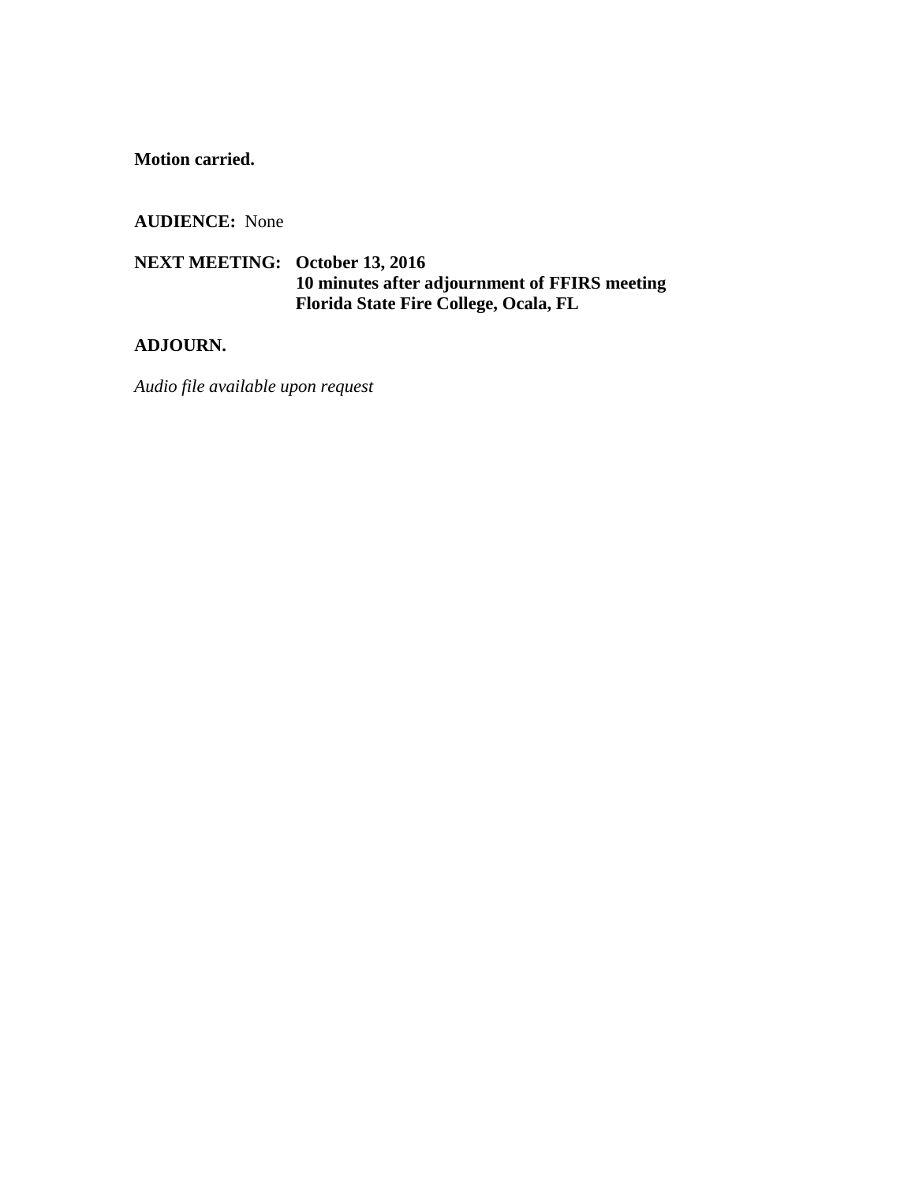**Motion carried.**

**AUDIENCE:** None

**NEXT MEETING:** **October 13, 2016**
**10 minutes after adjournment of FFIRS meeting**
**Florida State Fire College, Ocala, FL**

**ADJOURN.**

*Audio file available upon request*